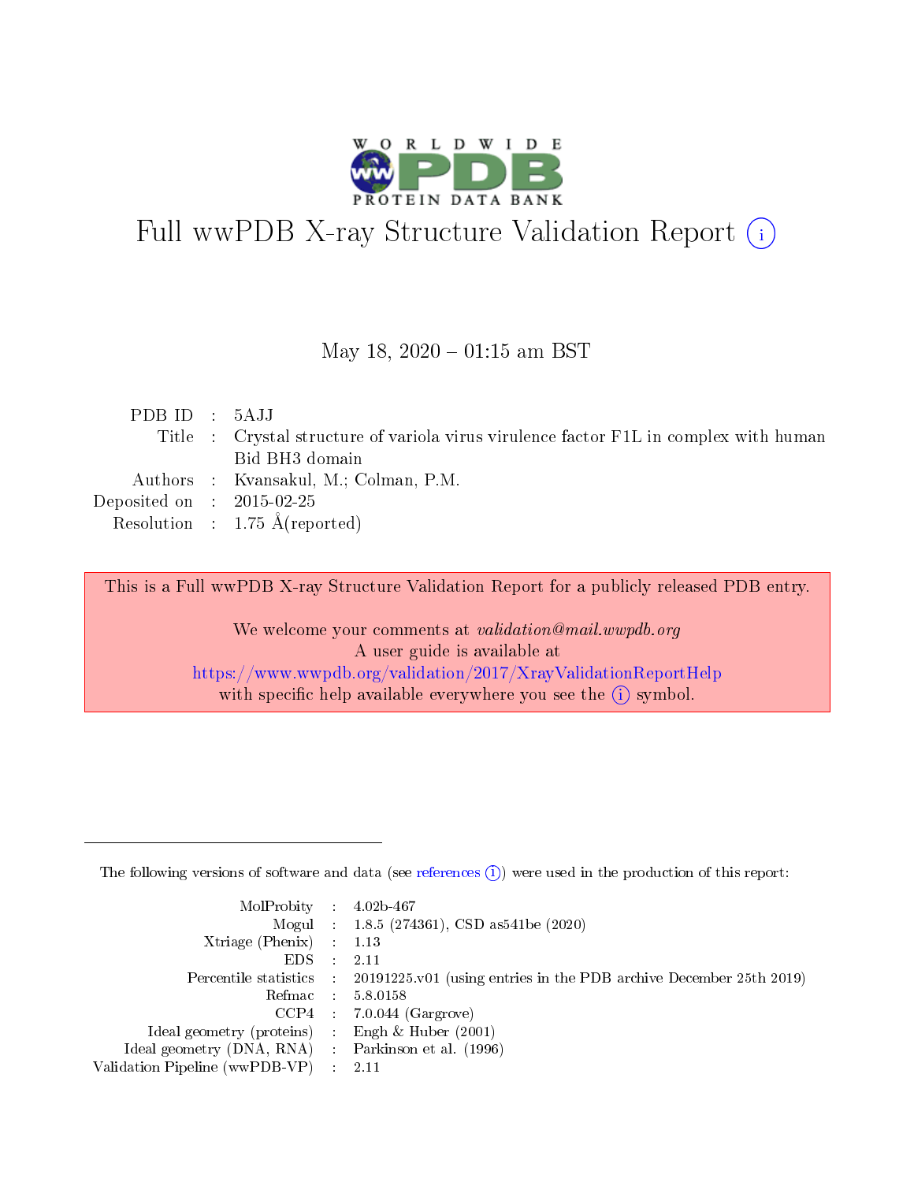# Full wwPDB X-ray Structure Validation Report (i)

May 18, 2020 – 01:15 am BST

| | | |
|---|---|---|
| PDB ID | : | 5AJJ |
| Title | : | Crystal structure of variola virus virulence factor F1L in complex with human Bid BH3 domain |
| Authors | : | Kvansakul, M.; Colman, P.M. |
| Deposited on | : | 2015-02-25 |
| Resolution | : | 1.75 Å(reported) |

This is a Full wwPDB X-ray Structure Validation Report for a publicly released PDB entry.

We welcome your comments at *validation@mail.wwpdb.org*
A user guide is available at
https://www.wwpdb.org/validation/2017/XrayValidationReportHelp
with specific help available everywhere you see the (i) symbol.

---

The following versions of software and data (see references (i)) were used in the production of this report:

| | | |
|---|---|---|
| MolProbity | : | 4.02b-467 |
| Mogul | : | 1.8.5 (274361), CSD as541be (2020) |
| Xtriage (Phenix) | : | 1.13 |
| EDS | : | 2.11 |
| Percentile statistics | : | 20191225.v01 (using entries in the PDB archive December 25th 2019) |
| Refmac | : | 5.8.0158 |
| CCP4 | : | 7.0.044 (Gargrove) |
| Ideal geometry (proteins) | : | Engh & Huber (2001) |
| Ideal geometry (DNA, RNA) | : | Parkinson et al. (1996) |
| Validation Pipeline (wwPDB-VP) | : | 2.11 |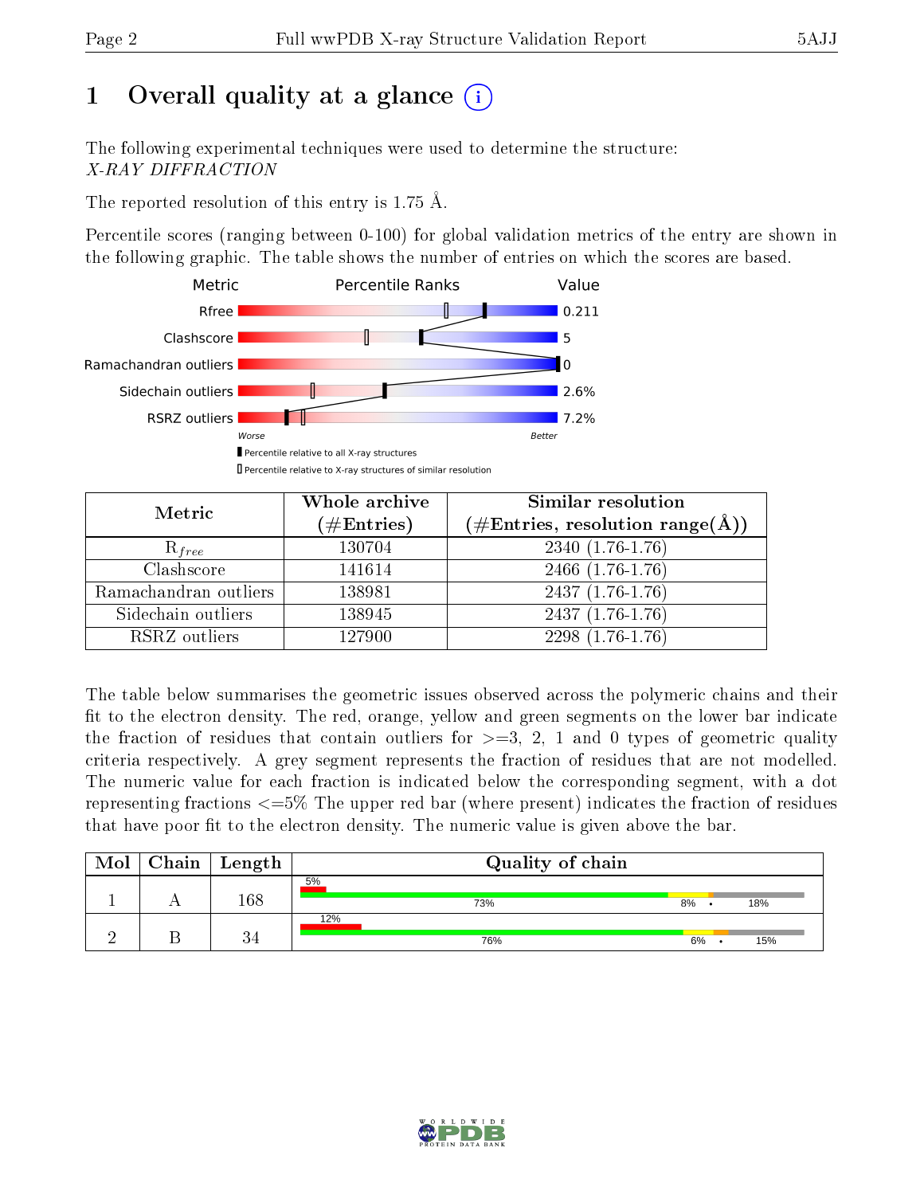# 1 Overall quality at a glance (i)

The following experimental techniques were used to determine the structure:
*X-RAY DIFFRACTION*

The reported resolution of this entry is 1.75 Å.

Percentile scores (ranging between 0-100) for global validation metrics of the entry are shown in the following graphic. The table shows the number of entries on which the scores are based.

| Metric | Value |
|---|---|
| Rfree | 0.211 |
| Clashscore | 5 |
| Ramachandran outliers | 0 |
| Sidechain outliers | 2.6% |
| RSRZ outliers | 7.2% |

Worse — Better

▮ Percentile relative to all X-ray structures
▯ Percentile relative to X-ray structures of similar resolution

| Metric | Whole archive (#Entries) | Similar resolution (#Entries, resolution range(Å)) |
|---|---|---|
| $R_{free}$ | 130704 | 2340 (1.76-1.76) |
| Clashscore | 141614 | 2466 (1.76-1.76) |
| Ramachandran outliers | 138981 | 2437 (1.76-1.76) |
| Sidechain outliers | 138945 | 2437 (1.76-1.76) |
| RSRZ outliers | 127900 | 2298 (1.76-1.76) |

The table below summarises the geometric issues observed across the polymeric chains and their fit to the electron density. The red, orange, yellow and green segments on the lower bar indicate the fraction of residues that contain outliers for >=3, 2, 1 and 0 types of geometric quality criteria respectively. A grey segment represents the fraction of residues that are not modelled. The numeric value for each fraction is indicated below the corresponding segment, with a dot representing fractions <=5% The upper red bar (where present) indicates the fraction of residues that have poor fit to the electron density. The numeric value is given above the bar.

| Mol | Chain | Length | Quality of chain |
|---|---|---|---|
| 1 | A | 168 | 5% (poor fit); 73%, 8%, •, 18% |
| 2 | B | 34 | 12% (poor fit); 76%, 6%, •, 15% |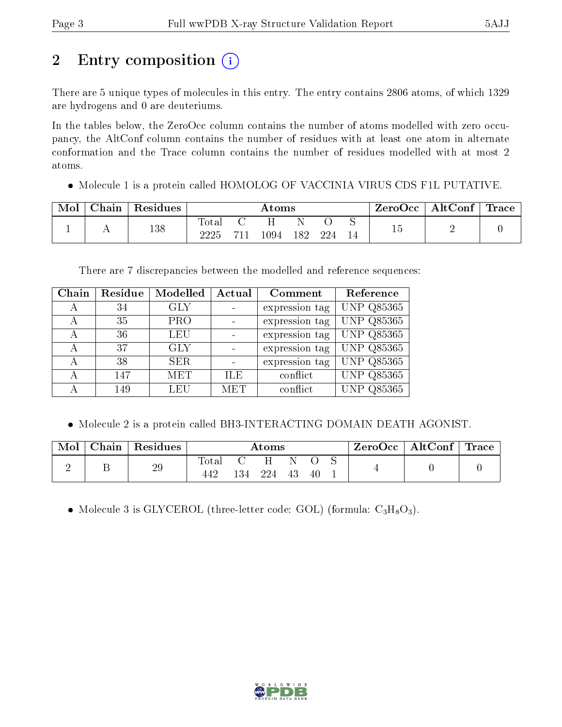# 2 Entry composition (i)

There are 5 unique types of molecules in this entry. The entry contains 2806 atoms, of which 1329 are hydrogens and 0 are deuteriums.

In the tables below, the ZeroOcc column contains the number of atoms modelled with zero occupancy, the AltConf column contains the number of residues with at least one atom in alternate conformation and the Trace column contains the number of residues modelled with at most 2 atoms.

- Molecule 1 is a protein called HOMOLOG OF VACCINIA VIRUS CDS F1L PUTATIVE.

| Mol | Chain | Residues | Atoms | | | | | | ZeroOcc | AltConf | Trace |
|---|---|---|---|---|---|---|---|---|---|---|---|
| | | | Total | C | H | N | O | S | | | |
| 1 | A | 138 | 2225 | 711 | 1094 | 182 | 224 | 14 | 15 | 2 | 0 |

There are 7 discrepancies between the modelled and reference sequences:

| Chain | Residue | Modelled | Actual | Comment | Reference |
|---|---|---|---|---|---|
| A | 34 | GLY | - | expression tag | UNP Q85365 |
| A | 35 | PRO | - | expression tag | UNP Q85365 |
| A | 36 | LEU | - | expression tag | UNP Q85365 |
| A | 37 | GLY | - | expression tag | UNP Q85365 |
| A | 38 | SER | - | expression tag | UNP Q85365 |
| A | 147 | MET | ILE | conflict | UNP Q85365 |
| A | 149 | LEU | MET | conflict | UNP Q85365 |

- Molecule 2 is a protein called BH3-INTERACTING DOMAIN DEATH AGONIST.

| Mol | Chain | Residues | Atoms | | | | | | ZeroOcc | AltConf | Trace |
|---|---|---|---|---|---|---|---|---|---|---|---|
| | | | Total | C | H | N | O | S | | | |
| 2 | B | 29 | 442 | 134 | 224 | 43 | 40 | 1 | 4 | 0 | 0 |

- Molecule 3 is GLYCEROL (three-letter code: GOL) (formula: $C_3H_8O_3$).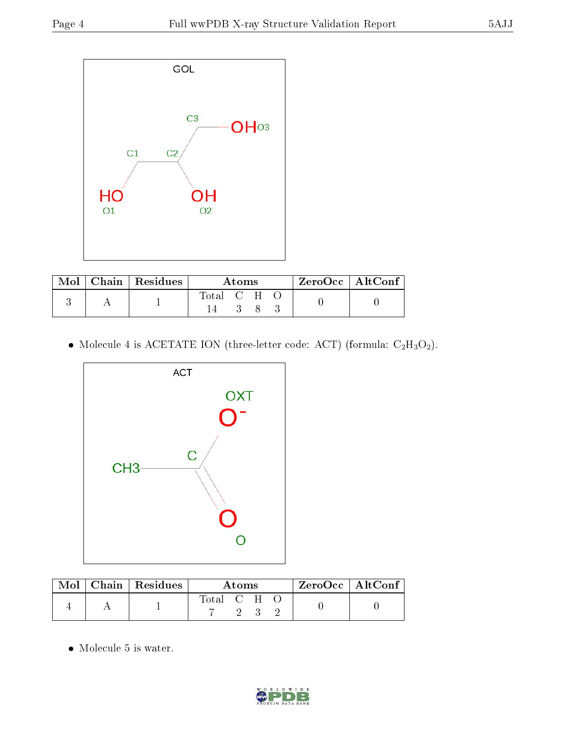GOL

| Mol | Chain | Residues | Atoms | | | | ZeroOcc | AltConf |
|---|---|---|---|---|---|---|---|---|
| | | | Total | C | H | O | | |
| 3 | A | 1 | 14 | 3 | 8 | 3 | 0 | 0 |

- Molecule 4 is ACETATE ION (three-letter code: ACT) (formula: $C_2H_3O_2$).

ACT

| Mol | Chain | Residues | Atoms | | | | ZeroOcc | AltConf |
|---|---|---|---|---|---|---|---|---|
| | | | Total | C | H | O | | |
| 4 | A | 1 | 7 | 2 | 3 | 2 | 0 | 0 |

- Molecule 5 is water.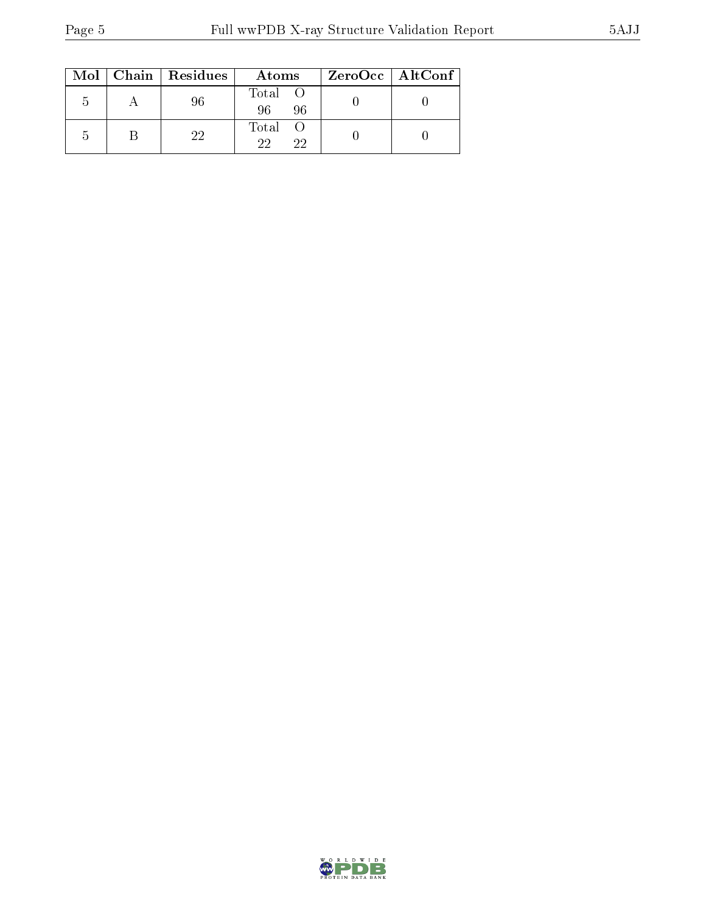| Mol | Chain | Residues | Atoms | | ZeroOcc | AltConf |
|---|---|---|---|---|---|---|
| | | | Total | O | | |
| 5 | A | 96 | 96 | 96 | 0 | 0 |
| 5 | B | 22 | 22 | 22 | 0 | 0 |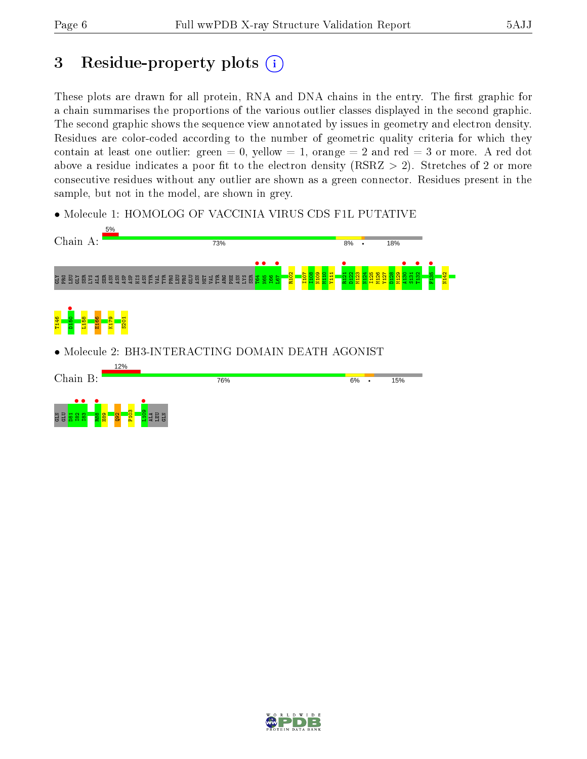# 3 Residue-property plots

These plots are drawn for all protein, RNA and DNA chains in the entry. The first graphic for a chain summarises the proportions of the various outlier classes displayed in the second graphic. The second graphic shows the sequence view annotated by issues in geometry and electron density. Residues are color-coded according to the number of geometric quality criteria for which they contain at least one outlier: green = 0, yellow = 1, orange = 2 and red = 3 or more. A red dot above a residue indicates a poor fit to the electron density (RSRZ > 2). Stretches of 2 or more consecutive residues without any outlier are shown as a green connector. Residues present in the sample, but not in the model, are shown in grey.

- Molecule 1: HOMOLOG OF VACCINIA VIRUS CDS F1L PUTATIVE

Chain A: 5% | 73% | 8% | • | 18%

GLY PRO LEU GLY SER LYS ALA SER ASN ASN ASP ASP HIS ASN TYR VAL TYR PRO LEU PRO GLU ASN MET VAL TYR ARG PHE ASN LYS SER T64 N65 I66 L67 R102 I107 I108 N109 M110 Y111 R121 D122 M123 N124 I125 M126 Y127 D128 M129 A130 S131 T132 F135 N142 T146 D150 L158 E166 K179 S201

- Molecule 2: BH3-INTERACTING DOMAIN DEATH AGONIST

Chain B: 12% | 76% | 6% | • | 15%

GLN GLU D81 I82 I83 R88 H89 Q92 P103 L109 ALA LEU GLN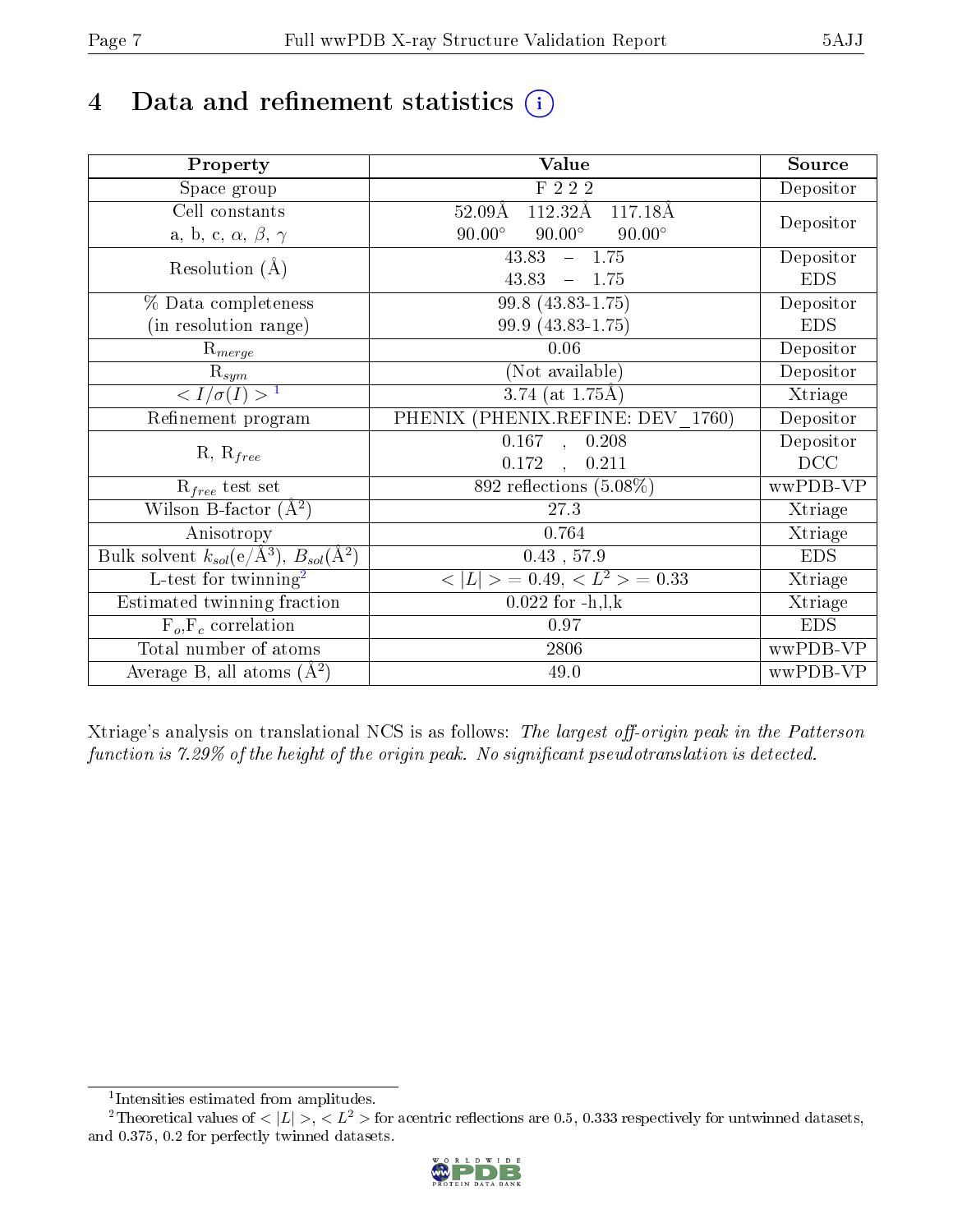# 4 Data and refinement statistics (i)

| Property | Value | Source |
|---|---|---|
| Space group | F 2 2 2 | Depositor |
| Cell constants<br>a, b, c, $\alpha$, $\beta$, $\gamma$ | 52.09Å 112.32Å 117.18Å<br>90.00° 90.00° 90.00° | Depositor |
| Resolution (Å) | 43.83 – 1.75<br>43.83 – 1.75 | Depositor<br>EDS |
| % Data completeness<br>(in resolution range) | 99.8 (43.83-1.75)<br>99.9 (43.83-1.75) | Depositor<br>EDS |
| $R_{merge}$ | 0.06 | Depositor |
| $R_{sym}$ | (Not available) | Depositor |
| $< I/\sigma(I) >$ [1] | 3.74 (at 1.75Å) | Xtriage |
| Refinement program | PHENIX (PHENIX.REFINE: DEV_1760) | Depositor |
| R, $R_{free}$ | 0.167 , 0.208<br>0.172 , 0.211 | Depositor<br>DCC |
| $R_{free}$ test set | 892 reflections (5.08%) | wwPDB-VP |
| Wilson B-factor (Å$^2$) | 27.3 | Xtriage |
| Anisotropy | 0.764 | Xtriage |
| Bulk solvent $k_{sol}$(e/Å$^3$), $B_{sol}$(Å$^2$) | 0.43 , 57.9 | EDS |
| L-test for twinning[2] | $< \|L\| > = 0.49$, $< L^2 > = 0.33$ | Xtriage |
| Estimated twinning fraction | 0.022 for -h,l,k | Xtriage |
| $F_o$,$F_c$ correlation | 0.97 | EDS |
| Total number of atoms | 2806 | wwPDB-VP |
| Average B, all atoms (Å$^2$) | 49.0 | wwPDB-VP |

Xtriage's analysis on translational NCS is as follows: *The largest off-origin peak in the Patterson function is 7.29% of the height of the origin peak. No significant pseudotranslation is detected.*

[1] Intensities estimated from amplitudes.

[2] Theoretical values of $< |L| >$, $< L^2 >$ for acentric reflections are 0.5, 0.333 respectively for untwinned datasets, and 0.375, 0.2 for perfectly twinned datasets.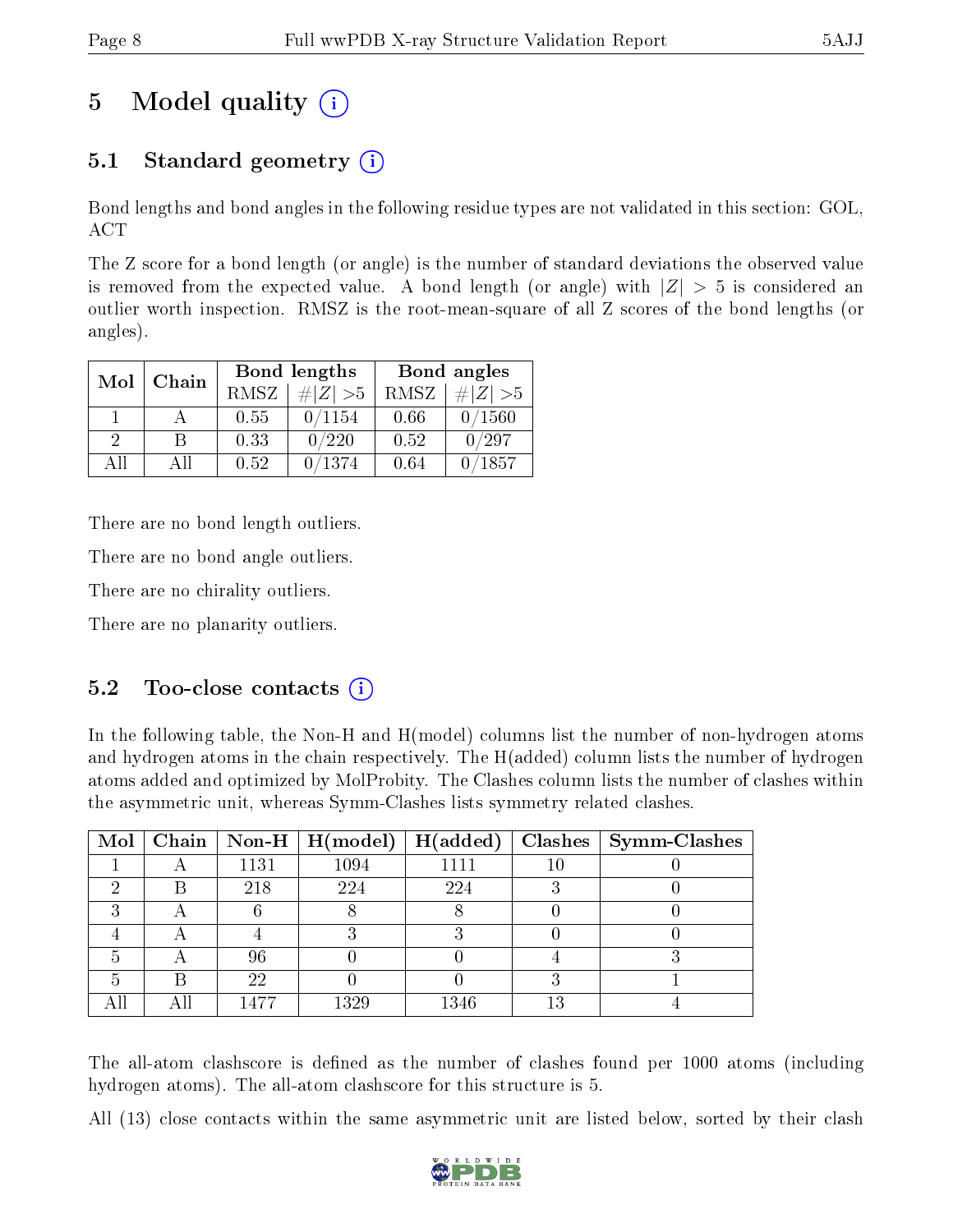# 5 Model quality (i)

## 5.1 Standard geometry (i)

Bond lengths and bond angles in the following residue types are not validated in this section: GOL, ACT

The Z score for a bond length (or angle) is the number of standard deviations the observed value is removed from the expected value. A bond length (or angle) with $|Z| > 5$ is considered an outlier worth inspection. RMSZ is the root-mean-square of all Z scores of the bond lengths (or angles).

| Mol | Chain | Bond lengths | | Bond angles | |
|---|---|---|---|---|---|
| | | RMSZ | #$|Z|$ >5 | RMSZ | #$|Z|$ >5 |
| 1 | A | 0.55 | 0/1154 | 0.66 | 0/1560 |
| 2 | B | 0.33 | 0/220 | 0.52 | 0/297 |
| All | All | 0.52 | 0/1374 | 0.64 | 0/1857 |

There are no bond length outliers.

There are no bond angle outliers.

There are no chirality outliers.

There are no planarity outliers.

## 5.2 Too-close contacts (i)

In the following table, the Non-H and H(model) columns list the number of non-hydrogen atoms and hydrogen atoms in the chain respectively. The H(added) column lists the number of hydrogen atoms added and optimized by MolProbity. The Clashes column lists the number of clashes within the asymmetric unit, whereas Symm-Clashes lists symmetry related clashes.

| Mol | Chain | Non-H | H(model) | H(added) | Clashes | Symm-Clashes |
|---|---|---|---|---|---|---|
| 1 | A | 1131 | 1094 | 1111 | 10 | 0 |
| 2 | B | 218 | 224 | 224 | 3 | 0 |
| 3 | A | 6 | 8 | 8 | 0 | 0 |
| 4 | A | 4 | 3 | 3 | 0 | 0 |
| 5 | A | 96 | 0 | 0 | 4 | 3 |
| 5 | B | 22 | 0 | 0 | 3 | 1 |
| All | All | 1477 | 1329 | 1346 | 13 | 4 |

The all-atom clashscore is defined as the number of clashes found per 1000 atoms (including hydrogen atoms). The all-atom clashscore for this structure is 5.

All (13) close contacts within the same asymmetric unit are listed below, sorted by their clash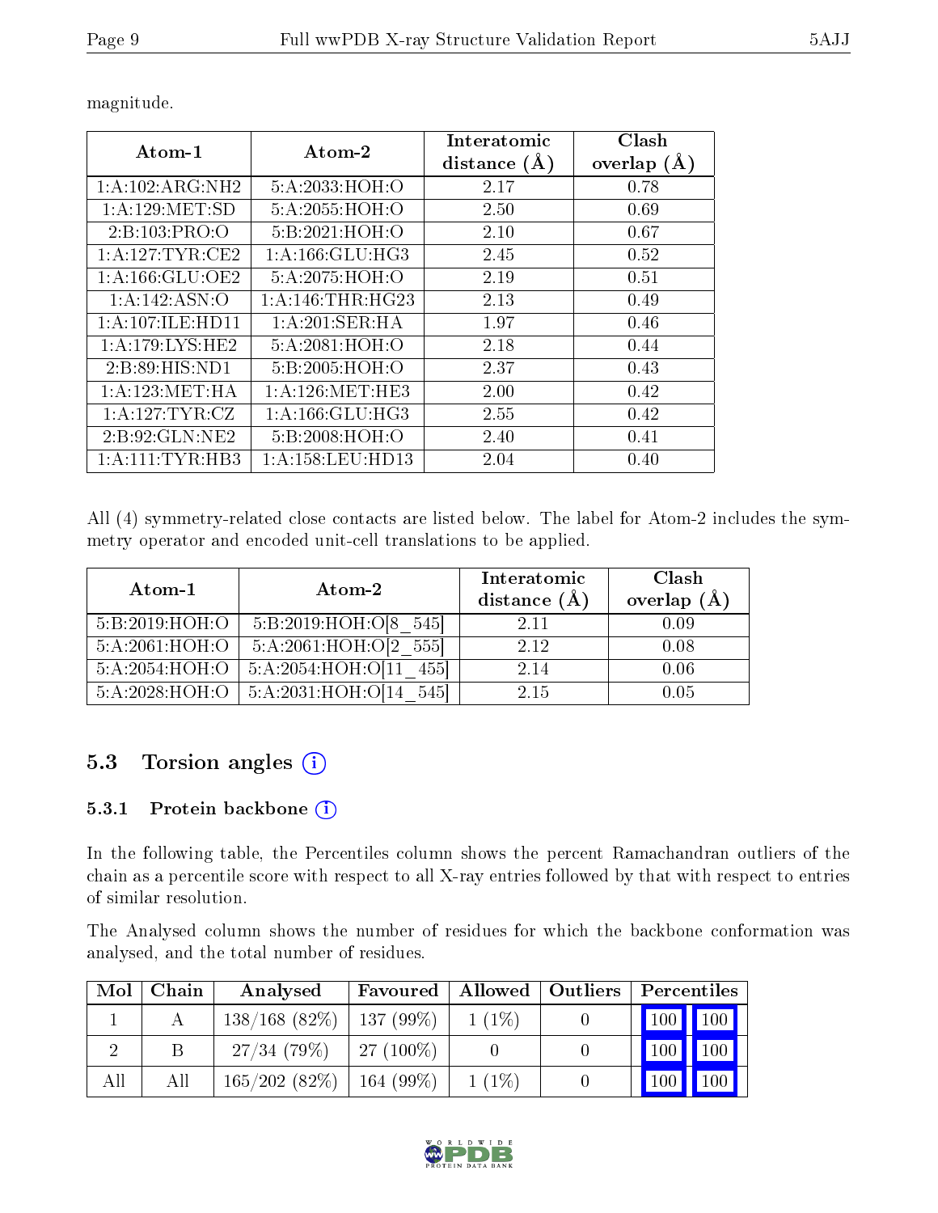magnitude.

| Atom-1 | Atom-2 | Interatomic distance (Å) | Clash overlap (Å) |
|---|---|---|---|
| 1:A:102:ARG:NH2 | 5:A:2033:HOH:O | 2.17 | 0.78 |
| 1:A:129:MET:SD | 5:A:2055:HOH:O | 2.50 | 0.69 |
| 2:B:103:PRO:O | 5:B:2021:HOH:O | 2.10 | 0.67 |
| 1:A:127:TYR:CE2 | 1:A:166:GLU:HG3 | 2.45 | 0.52 |
| 1:A:166:GLU:OE2 | 5:A:2075:HOH:O | 2.19 | 0.51 |
| 1:A:142:ASN:O | 1:A:146:THR:HG23 | 2.13 | 0.49 |
| 1:A:107:ILE:HD11 | 1:A:201:SER:HA | 1.97 | 0.46 |
| 1:A:179:LYS:HE2 | 5:A:2081:HOH:O | 2.18 | 0.44 |
| 2:B:89:HIS:ND1 | 5:B:2005:HOH:O | 2.37 | 0.43 |
| 1:A:123:MET:HA | 1:A:126:MET:HE3 | 2.00 | 0.42 |
| 1:A:127:TYR:CZ | 1:A:166:GLU:HG3 | 2.55 | 0.42 |
| 2:B:92:GLN:NE2 | 5:B:2008:HOH:O | 2.40 | 0.41 |
| 1:A:111:TYR:HB3 | 1:A:158:LEU:HD13 | 2.04 | 0.40 |

All (4) symmetry-related close contacts are listed below. The label for Atom-2 includes the symmetry operator and encoded unit-cell translations to be applied.

| Atom-1 | Atom-2 | Interatomic distance (Å) | Clash overlap (Å) |
|---|---|---|---|
| 5:B:2019:HOH:O | 5:B:2019:HOH:O[8_545] | 2.11 | 0.09 |
| 5:A:2061:HOH:O | 5:A:2061:HOH:O[2_555] | 2.12 | 0.08 |
| 5:A:2054:HOH:O | 5:A:2054:HOH:O[11_455] | 2.14 | 0.06 |
| 5:A:2028:HOH:O | 5:A:2031:HOH:O[14_545] | 2.15 | 0.05 |

## 5.3 Torsion angles

### 5.3.1 Protein backbone

In the following table, the Percentiles column shows the percent Ramachandran outliers of the chain as a percentile score with respect to all X-ray entries followed by that with respect to entries of similar resolution.

The Analysed column shows the number of residues for which the backbone conformation was analysed, and the total number of residues.

| Mol | Chain | Analysed | Favoured | Allowed | Outliers | Percentiles | |
|---|---|---|---|---|---|---|---|
| 1 | A | 138/168 (82%) | 137 (99%) | 1 (1%) | 0 | 100 | 100 |
| 2 | B | 27/34 (79%) | 27 (100%) | 0 | 0 | 100 | 100 |
| All | All | 165/202 (82%) | 164 (99%) | 1 (1%) | 0 | 100 | 100 |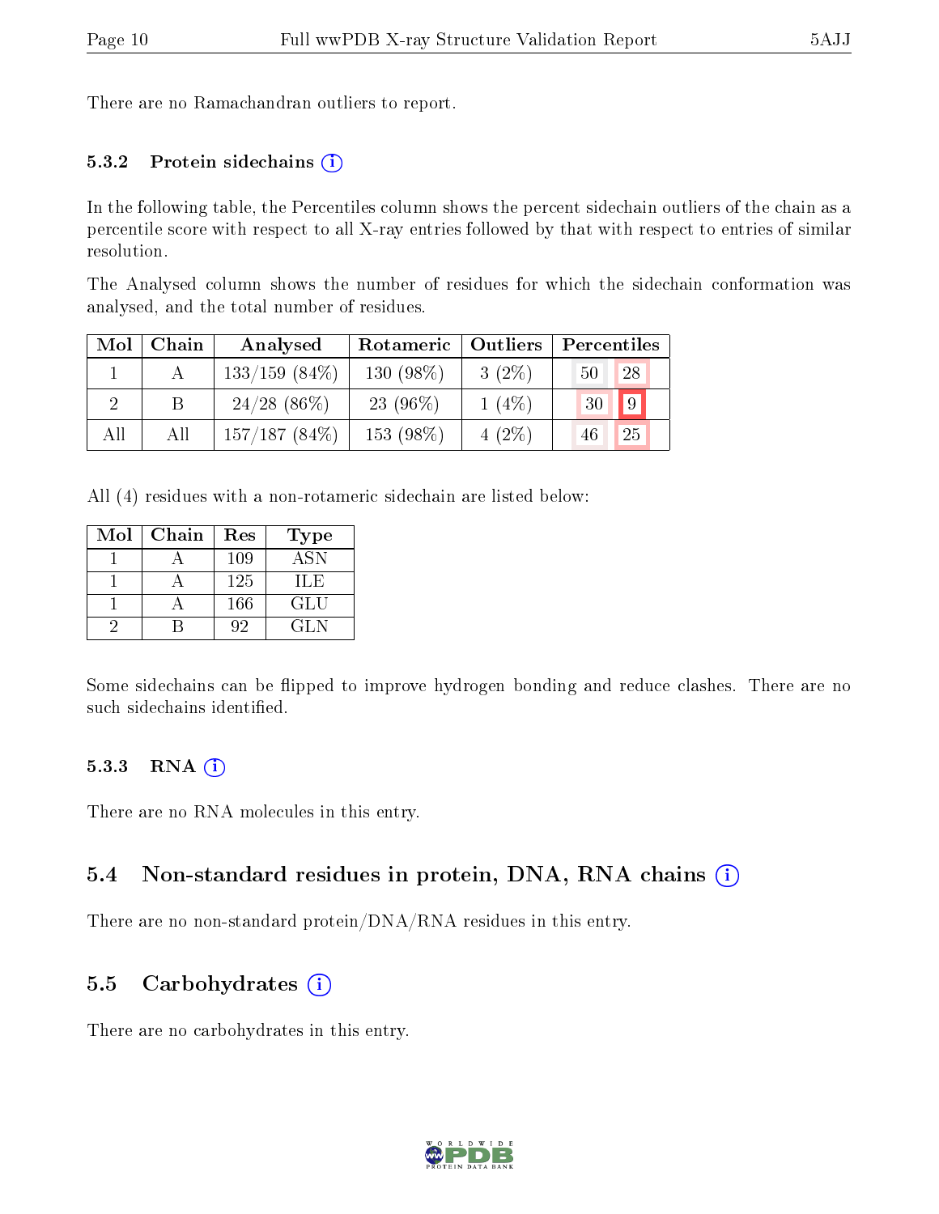There are no Ramachandran outliers to report.

### 5.3.2 Protein sidechains

In the following table, the Percentiles column shows the percent sidechain outliers of the chain as a percentile score with respect to all X-ray entries followed by that with respect to entries of similar resolution.

The Analysed column shows the number of residues for which the sidechain conformation was analysed, and the total number of residues.

| Mol | Chain | Analysed | Rotameric | Outliers | Percentiles | |
|---|---|---|---|---|---|---|
| 1 | A | 133/159 (84%) | 130 (98%) | 3 (2%) | 50 | 28 |
| 2 | B | 24/28 (86%) | 23 (96%) | 1 (4%) | 30 | 9 |
| All | All | 157/187 (84%) | 153 (98%) | 4 (2%) | 46 | 25 |

All (4) residues with a non-rotameric sidechain are listed below:

| Mol | Chain | Res | Type |
|---|---|---|---|
| 1 | A | 109 | ASN |
| 1 | A | 125 | ILE |
| 1 | A | 166 | GLU |
| 2 | B | 92 | GLN |

Some sidechains can be flipped to improve hydrogen bonding and reduce clashes. There are no such sidechains identified.

### 5.3.3 RNA

There are no RNA molecules in this entry.

## 5.4 Non-standard residues in protein, DNA, RNA chains

There are no non-standard protein/DNA/RNA residues in this entry.

## 5.5 Carbohydrates

There are no carbohydrates in this entry.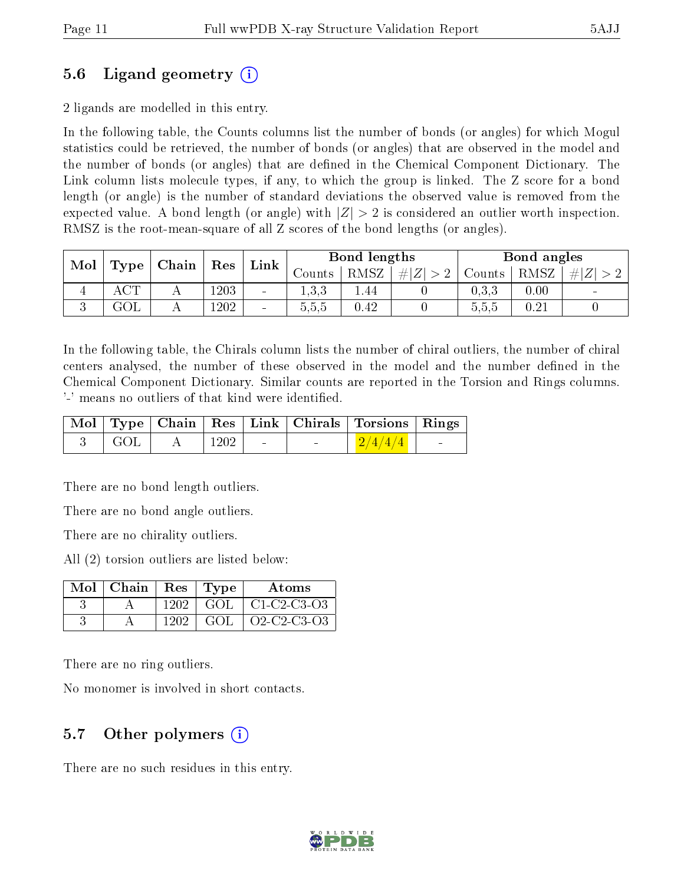## 5.6 Ligand geometry (i)

2 ligands are modelled in this entry.

In the following table, the Counts columns list the number of bonds (or angles) for which Mogul statistics could be retrieved, the number of bonds (or angles) that are observed in the model and the number of bonds (or angles) that are defined in the Chemical Component Dictionary. The Link column lists molecule types, if any, to which the group is linked. The Z score for a bond length (or angle) is the number of standard deviations the observed value is removed from the expected value. A bond length (or angle) with $|Z| > 2$ is considered an outlier worth inspection. RMSZ is the root-mean-square of all Z scores of the bond lengths (or angles).

| Mol | Type | Chain | Res | Link | Bond lengths | | | Bond angles | | |
|---|---|---|---|---|---|---|---|---|---|---|
| | | | | | Counts | RMSZ | $\#\|Z\| > 2$ | Counts | RMSZ | $\#\|Z\| > 2$ |
| 4 | ACT | A | 1203 | - | 1,3,3 | 1.44 | 0 | 0,3,3 | 0.00 | - |
| 3 | GOL | A | 1202 | - | 5,5,5 | 0.42 | 0 | 5,5,5 | 0.21 | 0 |

In the following table, the Chirals column lists the number of chiral outliers, the number of chiral centers analysed, the number of these observed in the model and the number defined in the Chemical Component Dictionary. Similar counts are reported in the Torsion and Rings columns. '-' means no outliers of that kind were identified.

| Mol | Type | Chain | Res | Link | Chirals | Torsions | Rings |
|---|---|---|---|---|---|---|---|
| 3 | GOL | A | 1202 | - | - | 2/4/4/4 | - |

There are no bond length outliers.

There are no bond angle outliers.

There are no chirality outliers.

All (2) torsion outliers are listed below:

| Mol | Chain | Res | Type | Atoms |
|---|---|---|---|---|
| 3 | A | 1202 | GOL | C1-C2-C3-O3 |
| 3 | A | 1202 | GOL | O2-C2-C3-O3 |

There are no ring outliers.

No monomer is involved in short contacts.

## 5.7 Other polymers (i)

There are no such residues in this entry.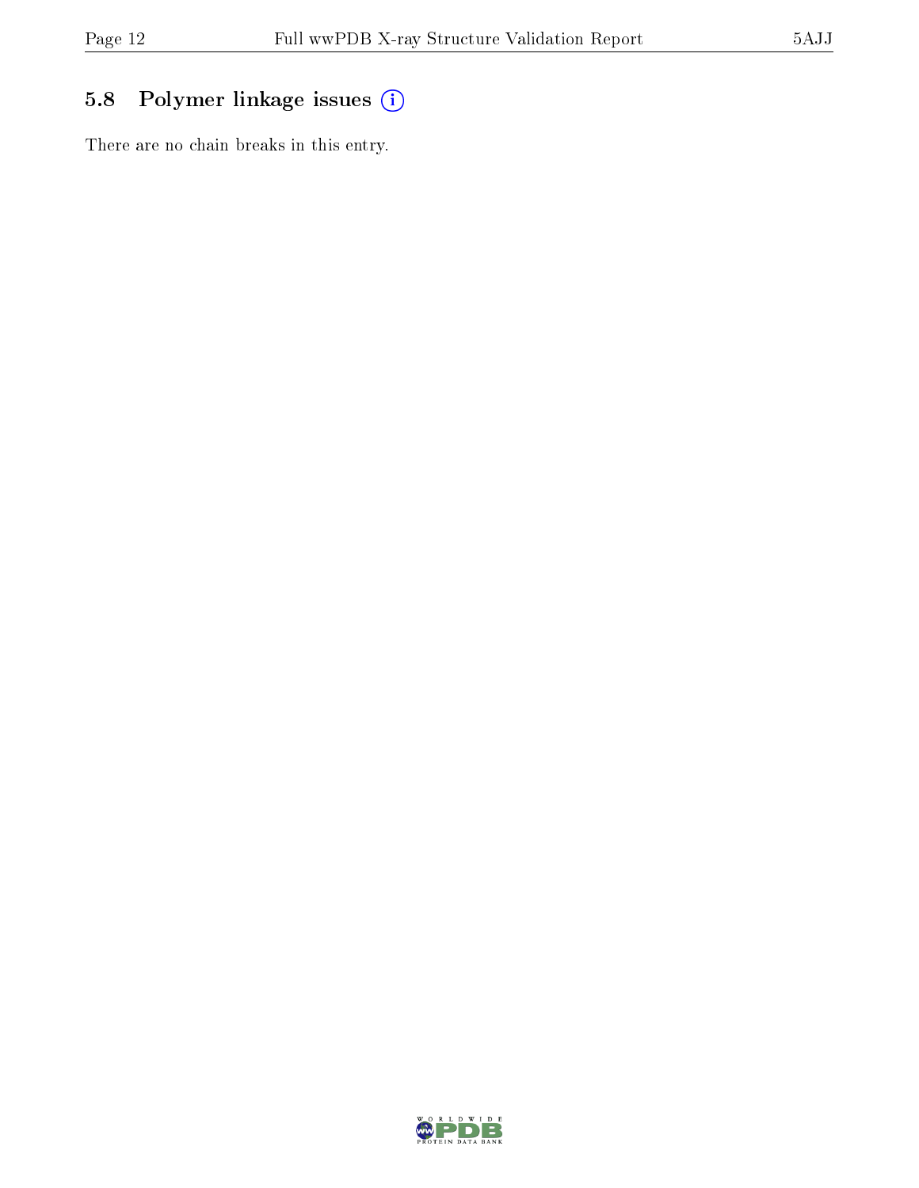## 5.8 Polymer linkage issues

There are no chain breaks in this entry.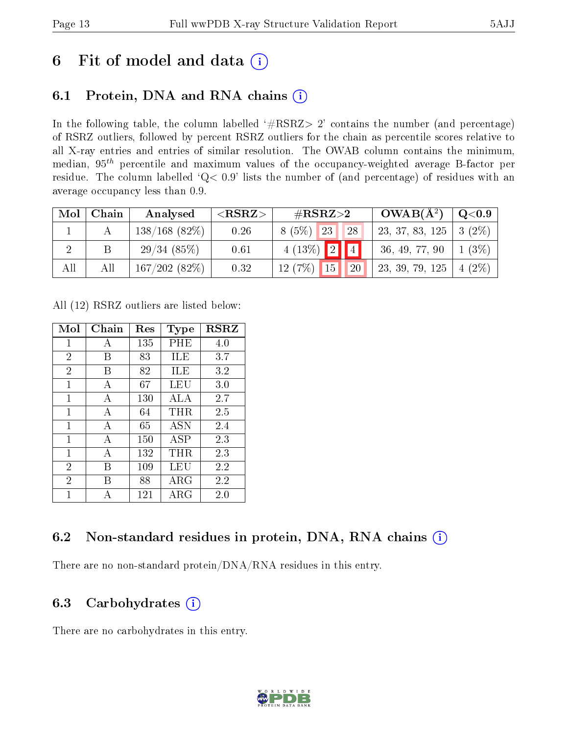# 6 Fit of model and data

## 6.1 Protein, DNA and RNA chains

In the following table, the column labelled '#RSRZ> 2' contains the number (and percentage) of RSRZ outliers, followed by percent RSRZ outliers for the chain as percentile scores relative to all X-ray entries and entries of similar resolution. The OWAB column contains the minimum, median, $95^{th}$ percentile and maximum values of the occupancy-weighted average B-factor per residue. The column labelled 'Q< 0.9' lists the number of (and percentage) of residues with an average occupancy less than 0.9.

| Mol | Chain | Analysed | <RSRZ> | #RSRZ>2 | | | OWAB(Å$^2$) | Q<0.9 |
|---|---|---|---|---|---|---|---|---|
| 1 | A | 138/168 (82%) | 0.26 | 8 (5%) | 23 | 28 | 23, 37, 83, 125 | 3 (2%) |
| 2 | B | 29/34 (85%) | 0.61 | 4 (13%) | 2 | 4 | 36, 49, 77, 90 | 1 (3%) |
| All | All | 167/202 (82%) | 0.32 | 12 (7%) | 15 | 20 | 23, 39, 79, 125 | 4 (2%) |

All (12) RSRZ outliers are listed below:

| Mol | Chain | Res | Type | RSRZ |
|---|---|---|---|---|
| 1 | A | 135 | PHE | 4.0 |
| 2 | B | 83 | ILE | 3.7 |
| 2 | B | 82 | ILE | 3.2 |
| 1 | A | 67 | LEU | 3.0 |
| 1 | A | 130 | ALA | 2.7 |
| 1 | A | 64 | THR | 2.5 |
| 1 | A | 65 | ASN | 2.4 |
| 1 | A | 150 | ASP | 2.3 |
| 1 | A | 132 | THR | 2.3 |
| 2 | B | 109 | LEU | 2.2 |
| 2 | B | 88 | ARG | 2.2 |
| 1 | A | 121 | ARG | 2.0 |

## 6.2 Non-standard residues in protein, DNA, RNA chains

There are no non-standard protein/DNA/RNA residues in this entry.

## 6.3 Carbohydrates

There are no carbohydrates in this entry.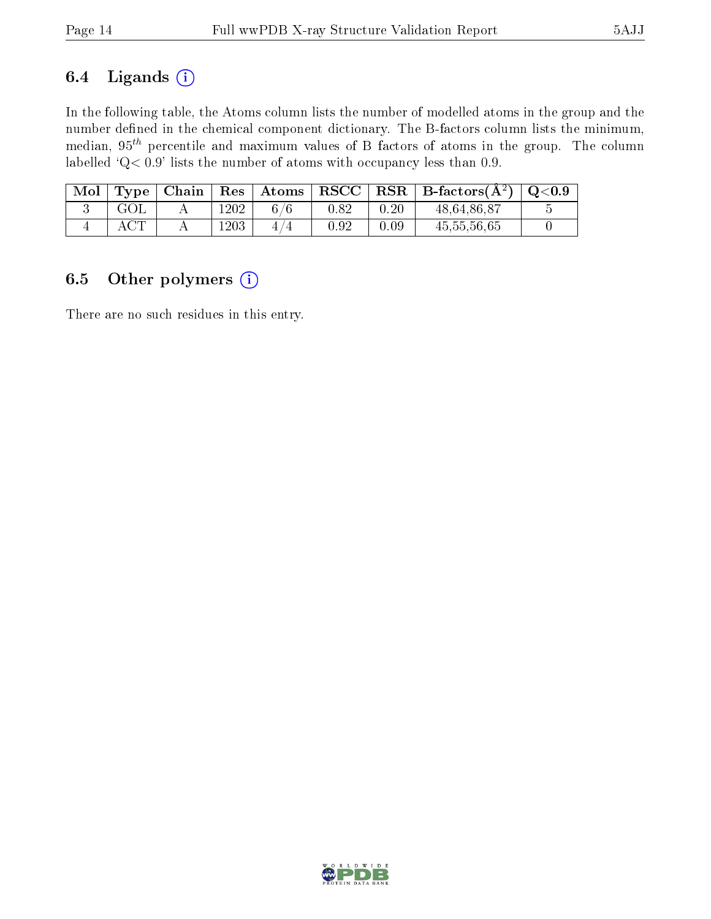### 6.4 Ligands

In the following table, the Atoms column lists the number of modelled atoms in the group and the number defined in the chemical component dictionary. The B-factors column lists the minimum, median, $95^{th}$ percentile and maximum values of B factors of atoms in the group. The column labelled 'Q< 0.9' lists the number of atoms with occupancy less than 0.9.

| Mol | Type | Chain | Res | Atoms | RSCC | RSR | B-factors(Å$^2$) | Q<0.9 |
|---|---|---|---|---|---|---|---|---|
| 3 | GOL | A | 1202 | 6/6 | 0.82 | 0.20 | 48,64,86,87 | 5 |
| 4 | ACT | A | 1203 | 4/4 | 0.92 | 0.09 | 45,55,56,65 | 0 |

### 6.5 Other polymers

There are no such residues in this entry.